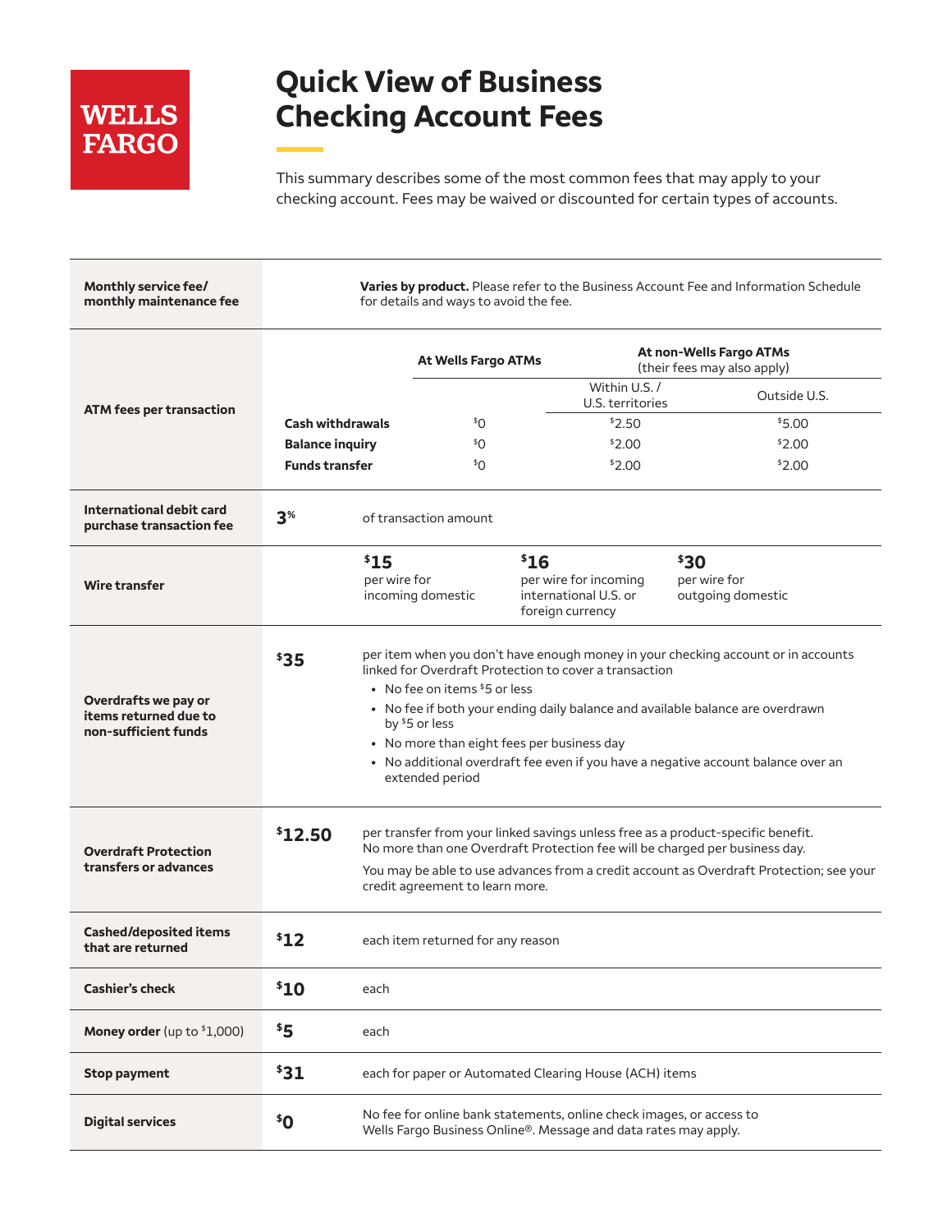WELLS FARGO

# Quick View of Business Checking Account Fees

This summary describes some of the most common fees that may apply to your checking account. Fees may be waived or discounted for certain types of accounts.

**Monthly service fee/ monthly maintenance fee**

**Varies by product.** Please refer to the Business Account Fee and Information Schedule for details and ways to avoid the fee.

**ATM fees per transaction**

| | At Wells Fargo ATMs | At non-Wells Fargo ATMs (their fees may also apply) | |
|---|---|---|---|
| | | Within U.S. / U.S. territories | Outside U.S. |
| **Cash withdrawals** | $0 | $2.50 | $5.00 |
| **Balance inquiry** | $0 | $2.00 | $2.00 |
| **Funds transfer** | $0 | $2.00 | $2.00 |

**International debit card purchase transaction fee**

**3%** of transaction amount

**Wire transfer**

- **$15** per wire for incoming domestic
- **$16** per wire for incoming international U.S. or foreign currency
- **$30** per wire for outgoing domestic

**Overdrafts we pay or items returned due to non-sufficient funds**

**$35** per item when you don't have enough money in your checking account or in accounts linked for Overdraft Protection to cover a transaction

- No fee on items $5 or less
- No fee if both your ending daily balance and available balance are overdrawn by $5 or less
- No more than eight fees per business day
- No additional overdraft fee even if you have a negative account balance over an extended period

**Overdraft Protection transfers or advances**

**$12.50** per transfer from your linked savings unless free as a product-specific benefit. No more than one Overdraft Protection fee will be charged per business day.

You may be able to use advances from a credit account as Overdraft Protection; see your credit agreement to learn more.

| Fee | Amount | Details |
|---|---|---|
| **Cashed/deposited items that are returned** | **$12** | each item returned for any reason |
| **Cashier's check** | **$10** | each |
| **Money order** (up to $1,000) | **$5** | each |
| **Stop payment** | **$31** | each for paper or Automated Clearing House (ACH) items |
| **Digital services** | **$0** | No fee for online bank statements, online check images, or access to Wells Fargo Business Online®. Message and data rates may apply. |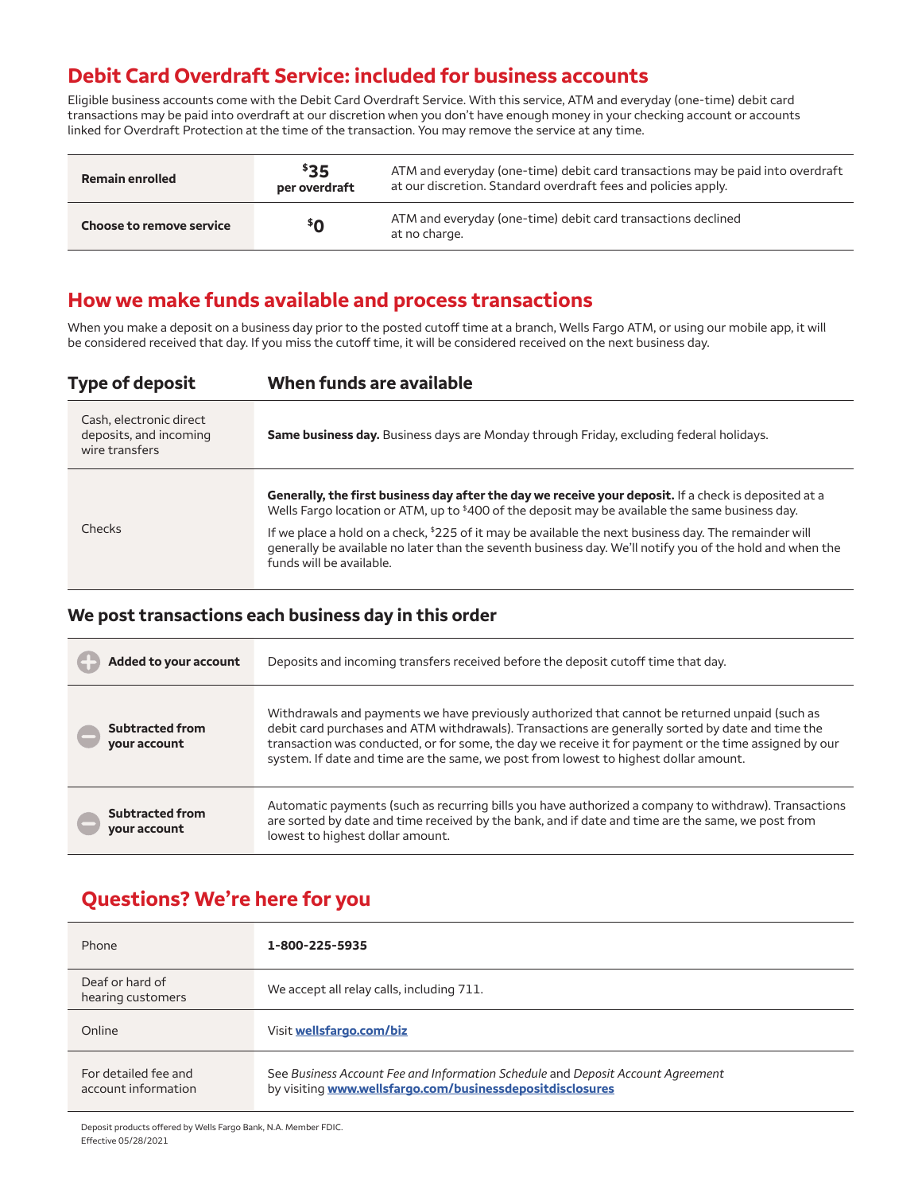## Debit Card Overdraft Service: included for business accounts

Eligible business accounts come with the Debit Card Overdraft Service. With this service, ATM and everyday (one-time) debit card transactions may be paid into overdraft at our discretion when you don't have enough money in your checking account or accounts linked for Overdraft Protection at the time of the transaction. You may remove the service at any time.

| | | |
|---|---|---|
| **Remain enrolled** | **$35 per overdraft** | ATM and everyday (one-time) debit card transactions may be paid into overdraft at our discretion. Standard overdraft fees and policies apply. |
| **Choose to remove service** | **$0** | ATM and everyday (one-time) debit card transactions declined at no charge. |

## How we make funds available and process transactions

When you make a deposit on a business day prior to the posted cutoff time at a branch, Wells Fargo ATM, or using our mobile app, it will be considered received that day. If you miss the cutoff time, it will be considered received on the next business day.

| Type of deposit | When funds are available |
|---|---|
| Cash, electronic direct deposits, and incoming wire transfers | **Same business day.** Business days are Monday through Friday, excluding federal holidays. |
| Checks | **Generally, the first business day after the day we receive your deposit.** If a check is deposited at a Wells Fargo location or ATM, up to $400 of the deposit may be available the same business day.<br><br>If we place a hold on a check, $225 of it may be available the next business day. The remainder will generally be available no later than the seventh business day. We'll notify you of the hold and when the funds will be available. |

### We post transactions each business day in this order

| | |
|---|---|
| **Added to your account** | Deposits and incoming transfers received before the deposit cutoff time that day. |
| **Subtracted from your account** | Withdrawals and payments we have previously authorized that cannot be returned unpaid (such as debit card purchases and ATM withdrawals). Transactions are generally sorted by date and time the transaction was conducted, or for some, the day we receive it for payment or the time assigned by our system. If date and time are the same, we post from lowest to highest dollar amount. |
| **Subtracted from your account** | Automatic payments (such as recurring bills you have authorized a company to withdraw). Transactions are sorted by date and time received by the bank, and if date and time are the same, we post from lowest to highest dollar amount. |

## Questions? We're here for you

| | |
|---|---|
| Phone | **1-800-225-5935** |
| Deaf or hard of hearing customers | We accept all relay calls, including 711. |
| Online | Visit **wellsfargo.com/biz** |
| For detailed fee and account information | See *Business Account Fee and Information Schedule* and *Deposit Account Agreement* by visiting **www.wellsfargo.com/businessdepositdisclosures** |

Deposit products offered by Wells Fargo Bank, N.A. Member FDIC.
Effective 05/28/2021